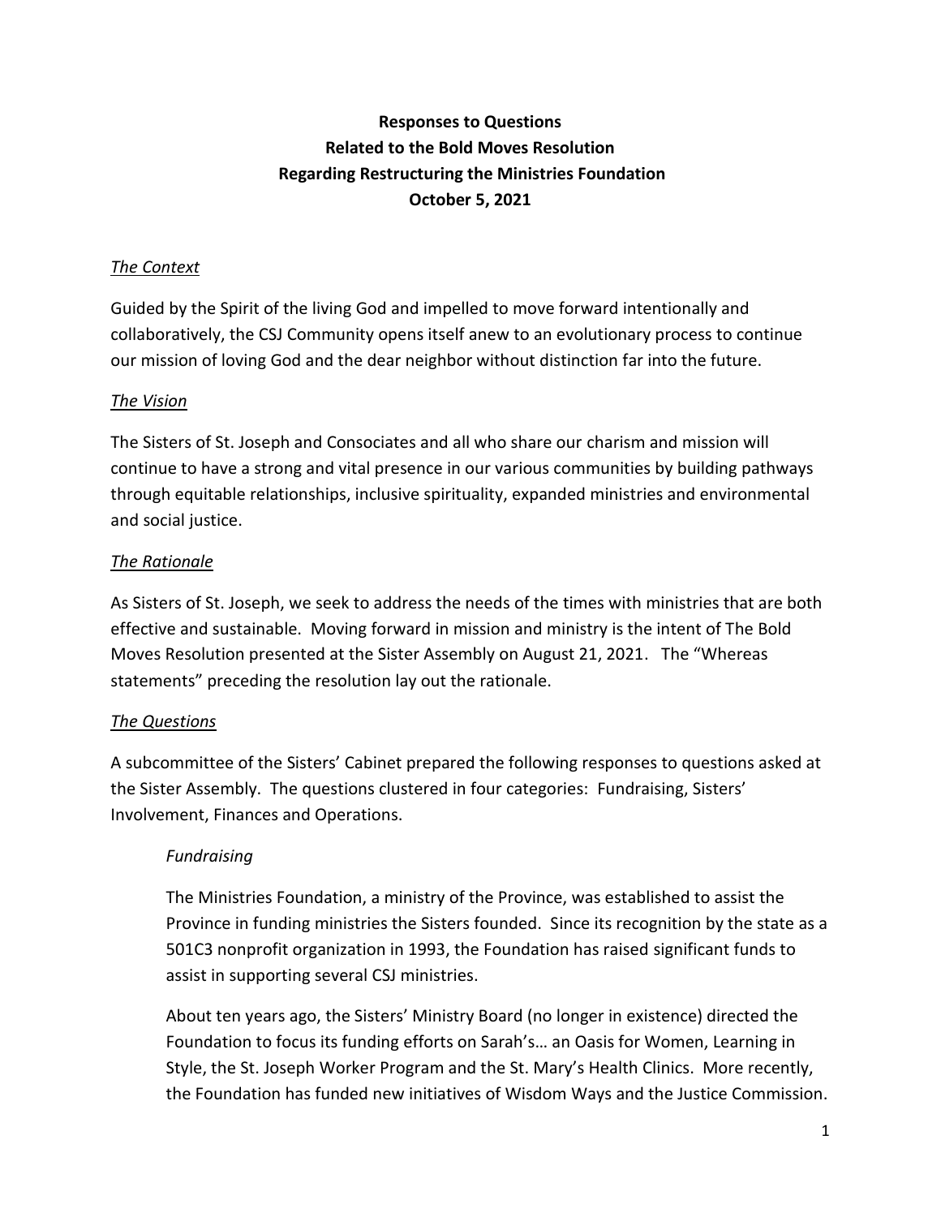# Responses to Questions
# Related to the Bold Moves Resolution
# Regarding Restructuring the Ministries Foundation
# October 5, 2021

## *The Context*

Guided by the Spirit of the living God and impelled to move forward intentionally and collaboratively, the CSJ Community opens itself anew to an evolutionary process to continue our mission of loving God and the dear neighbor without distinction far into the future.

## *The Vision*

The Sisters of St. Joseph and Consociates and all who share our charism and mission will continue to have a strong and vital presence in our various communities by building pathways through equitable relationships, inclusive spirituality, expanded ministries and environmental and social justice.

## *The Rationale*

As Sisters of St. Joseph, we seek to address the needs of the times with ministries that are both effective and sustainable. Moving forward in mission and ministry is the intent of The Bold Moves Resolution presented at the Sister Assembly on August 21, 2021. The "Whereas statements" preceding the resolution lay out the rationale.

## *The Questions*

A subcommittee of the Sisters' Cabinet prepared the following responses to questions asked at the Sister Assembly. The questions clustered in four categories: Fundraising, Sisters' Involvement, Finances and Operations.

### *Fundraising*

The Ministries Foundation, a ministry of the Province, was established to assist the Province in funding ministries the Sisters founded. Since its recognition by the state as a 501C3 nonprofit organization in 1993, the Foundation has raised significant funds to assist in supporting several CSJ ministries.

About ten years ago, the Sisters' Ministry Board (no longer in existence) directed the Foundation to focus its funding efforts on Sarah's… an Oasis for Women, Learning in Style, the St. Joseph Worker Program and the St. Mary's Health Clinics. More recently, the Foundation has funded new initiatives of Wisdom Ways and the Justice Commission.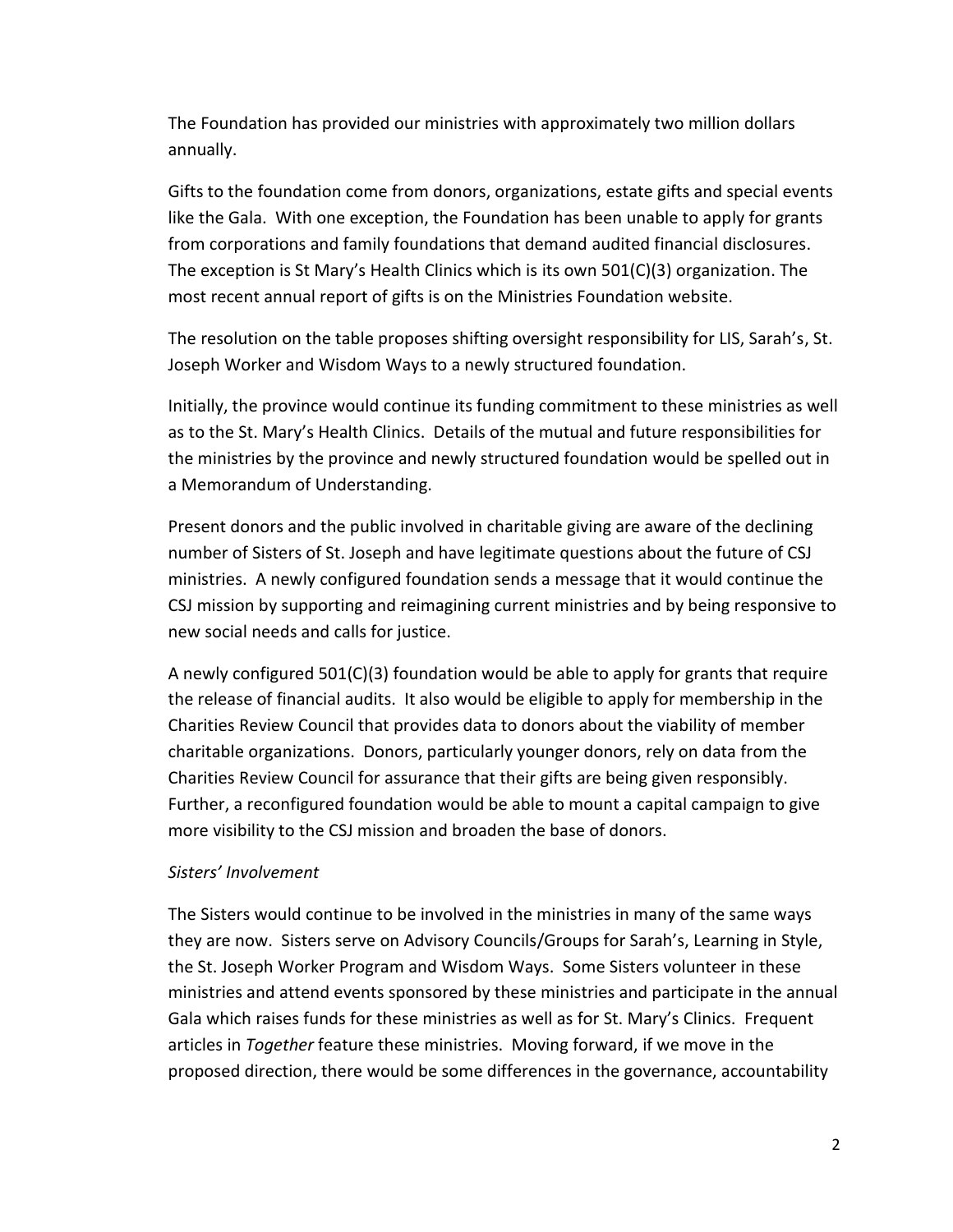The Foundation has provided our ministries with approximately two million dollars annually.

Gifts to the foundation come from donors, organizations, estate gifts and special events like the Gala. With one exception, the Foundation has been unable to apply for grants from corporations and family foundations that demand audited financial disclosures. The exception is St Mary's Health Clinics which is its own 501(C)(3) organization. The most recent annual report of gifts is on the Ministries Foundation website.

The resolution on the table proposes shifting oversight responsibility for LIS, Sarah's, St. Joseph Worker and Wisdom Ways to a newly structured foundation.

Initially, the province would continue its funding commitment to these ministries as well as to the St. Mary's Health Clinics. Details of the mutual and future responsibilities for the ministries by the province and newly structured foundation would be spelled out in a Memorandum of Understanding.

Present donors and the public involved in charitable giving are aware of the declining number of Sisters of St. Joseph and have legitimate questions about the future of CSJ ministries. A newly configured foundation sends a message that it would continue the CSJ mission by supporting and reimagining current ministries and by being responsive to new social needs and calls for justice.

A newly configured 501(C)(3) foundation would be able to apply for grants that require the release of financial audits. It also would be eligible to apply for membership in the Charities Review Council that provides data to donors about the viability of member charitable organizations. Donors, particularly younger donors, rely on data from the Charities Review Council for assurance that their gifts are being given responsibly. Further, a reconfigured foundation would be able to mount a capital campaign to give more visibility to the CSJ mission and broaden the base of donors.

*Sisters' Involvement*

The Sisters would continue to be involved in the ministries in many of the same ways they are now. Sisters serve on Advisory Councils/Groups for Sarah's, Learning in Style, the St. Joseph Worker Program and Wisdom Ways. Some Sisters volunteer in these ministries and attend events sponsored by these ministries and participate in the annual Gala which raises funds for these ministries as well as for St. Mary's Clinics. Frequent articles in *Together* feature these ministries. Moving forward, if we move in the proposed direction, there would be some differences in the governance, accountability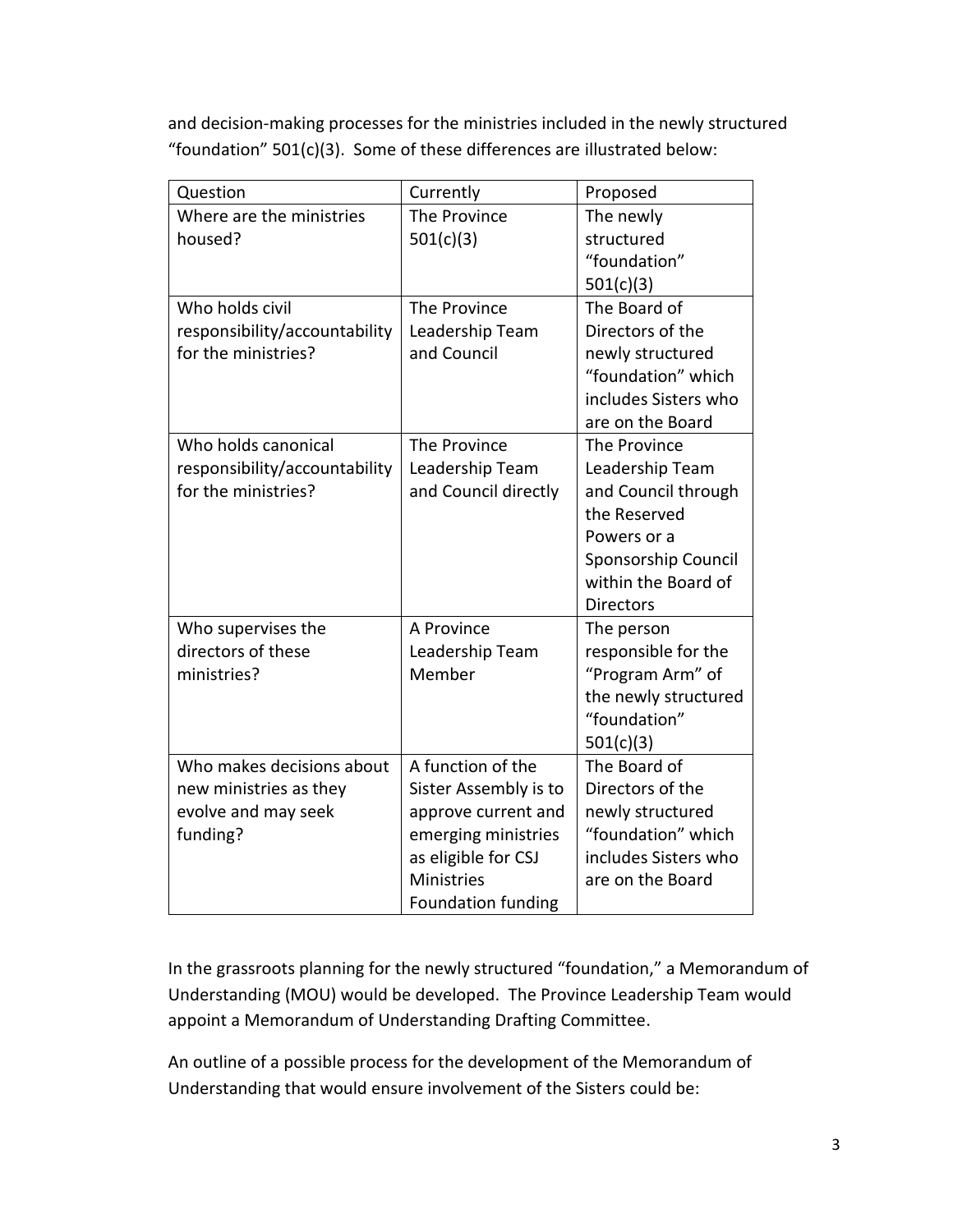and decision-making processes for the ministries included in the newly structured "foundation" 501(c)(3). Some of these differences are illustrated below:

| Question | Currently | Proposed |
|---|---|---|
| Where are the ministries housed? | The Province 501(c)(3) | The newly structured "foundation" 501(c)(3) |
| Who holds civil responsibility/accountability for the ministries? | The Province Leadership Team and Council | The Board of Directors of the newly structured "foundation" which includes Sisters who are on the Board |
| Who holds canonical responsibility/accountability for the ministries? | The Province Leadership Team and Council directly | The Province Leadership Team and Council through the Reserved Powers or a Sponsorship Council within the Board of Directors |
| Who supervises the directors of these ministries? | A Province Leadership Team Member | The person responsible for the "Program Arm" of the newly structured "foundation" 501(c)(3) |
| Who makes decisions about new ministries as they evolve and may seek funding? | A function of the Sister Assembly is to approve current and emerging ministries as eligible for CSJ Ministries Foundation funding | The Board of Directors of the newly structured "foundation" which includes Sisters who are on the Board |

In the grassroots planning for the newly structured "foundation," a Memorandum of Understanding (MOU) would be developed. The Province Leadership Team would appoint a Memorandum of Understanding Drafting Committee.

An outline of a possible process for the development of the Memorandum of Understanding that would ensure involvement of the Sisters could be: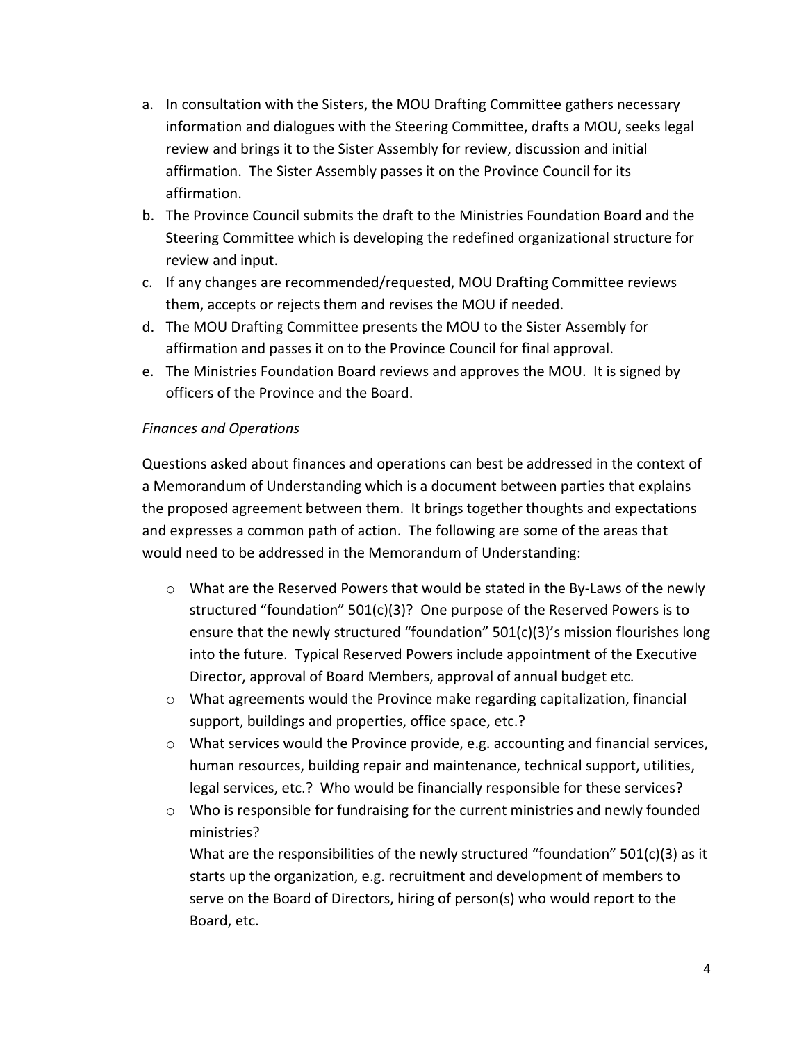a. In consultation with the Sisters, the MOU Drafting Committee gathers necessary information and dialogues with the Steering Committee, drafts a MOU, seeks legal review and brings it to the Sister Assembly for review, discussion and initial affirmation. The Sister Assembly passes it on the Province Council for its affirmation.
b. The Province Council submits the draft to the Ministries Foundation Board and the Steering Committee which is developing the redefined organizational structure for review and input.
c. If any changes are recommended/requested, MOU Drafting Committee reviews them, accepts or rejects them and revises the MOU if needed.
d. The MOU Drafting Committee presents the MOU to the Sister Assembly for affirmation and passes it on to the Province Council for final approval.
e. The Ministries Foundation Board reviews and approves the MOU. It is signed by officers of the Province and the Board.

*Finances and Operations*

Questions asked about finances and operations can best be addressed in the context of a Memorandum of Understanding which is a document between parties that explains the proposed agreement between them. It brings together thoughts and expectations and expresses a common path of action. The following are some of the areas that would need to be addressed in the Memorandum of Understanding:

- What are the Reserved Powers that would be stated in the By-Laws of the newly structured "foundation" 501(c)(3)? One purpose of the Reserved Powers is to ensure that the newly structured "foundation" 501(c)(3)'s mission flourishes long into the future. Typical Reserved Powers include appointment of the Executive Director, approval of Board Members, approval of annual budget etc.
- What agreements would the Province make regarding capitalization, financial support, buildings and properties, office space, etc.?
- What services would the Province provide, e.g. accounting and financial services, human resources, building repair and maintenance, technical support, utilities, legal services, etc.? Who would be financially responsible for these services?
- Who is responsible for fundraising for the current ministries and newly founded ministries?
  What are the responsibilities of the newly structured "foundation" 501(c)(3) as it starts up the organization, e.g. recruitment and development of members to serve on the Board of Directors, hiring of person(s) who would report to the Board, etc.